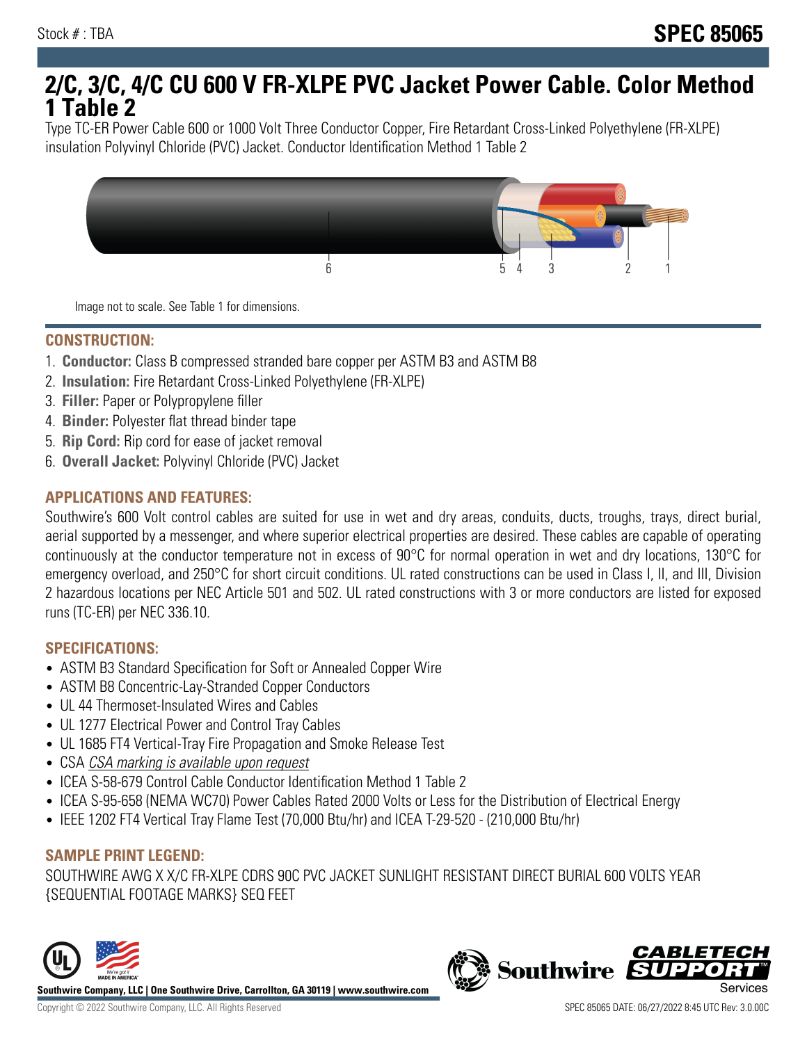Stock # : TBA

# SPEC 85065

# 2/C, 3/C, 4/C CU 600 V FR-XLPE PVC Jacket Power Cable. Color Method 1 Table 2

Type TC-ER Power Cable 600 or 1000 Volt Three Conductor Copper, Fire Retardant Cross-Linked Polyethylene (FR-XLPE) insulation Polyvinyl Chloride (PVC) Jacket. Conductor Identification Method 1 Table 2

Image not to scale. See Table 1 for dimensions.

## CONSTRUCTION:

1. **Conductor:** Class B compressed stranded bare copper per ASTM B3 and ASTM B8
2. **Insulation:** Fire Retardant Cross-Linked Polyethylene (FR-XLPE)
3. **Filler:** Paper or Polypropylene filler
4. **Binder:** Polyester flat thread binder tape
5. **Rip Cord:** Rip cord for ease of jacket removal
6. **Overall Jacket:** Polyvinyl Chloride (PVC) Jacket

## APPLICATIONS AND FEATURES:

Southwire's 600 Volt control cables are suited for use in wet and dry areas, conduits, ducts, troughs, trays, direct burial, aerial supported by a messenger, and where superior electrical properties are desired. These cables are capable of operating continuously at the conductor temperature not in excess of 90°C for normal operation in wet and dry locations, 130°C for emergency overload, and 250°C for short circuit conditions. UL rated constructions can be used in Class I, II, and III, Division 2 hazardous locations per NEC Article 501 and 502. UL rated constructions with 3 or more conductors are listed for exposed runs (TC-ER) per NEC 336.10.

## SPECIFICATIONS:

- ASTM B3 Standard Specification for Soft or Annealed Copper Wire
- ASTM B8 Concentric-Lay-Stranded Copper Conductors
- UL 44 Thermoset-Insulated Wires and Cables
- UL 1277 Electrical Power and Control Tray Cables
- UL 1685 FT4 Vertical-Tray Fire Propagation and Smoke Release Test
- CSA *CSA marking is available upon request*
- ICEA S-58-679 Control Cable Conductor Identification Method 1 Table 2
- ICEA S-95-658 (NEMA WC70) Power Cables Rated 2000 Volts or Less for the Distribution of Electrical Energy
- IEEE 1202 FT4 Vertical Tray Flame Test (70,000 Btu/hr) and ICEA T-29-520 - (210,000 Btu/hr)

## SAMPLE PRINT LEGEND:

SOUTHWIRE AWG X X/C FR-XLPE CDRS 90C PVC JACKET SUNLIGHT RESISTANT DIRECT BURIAL 600 VOLTS YEAR {SEQUENTIAL FOOTAGE MARKS} SEQ FEET

Southwire Company, LLC | One Southwire Drive, Carrollton, GA 30119 | www.southwire.com

Copyright © 2022 Southwire Company, LLC. All Rights Reserved

SPEC 85065 DATE: 06/27/2022 8:45 UTC Rev: 3.0.00C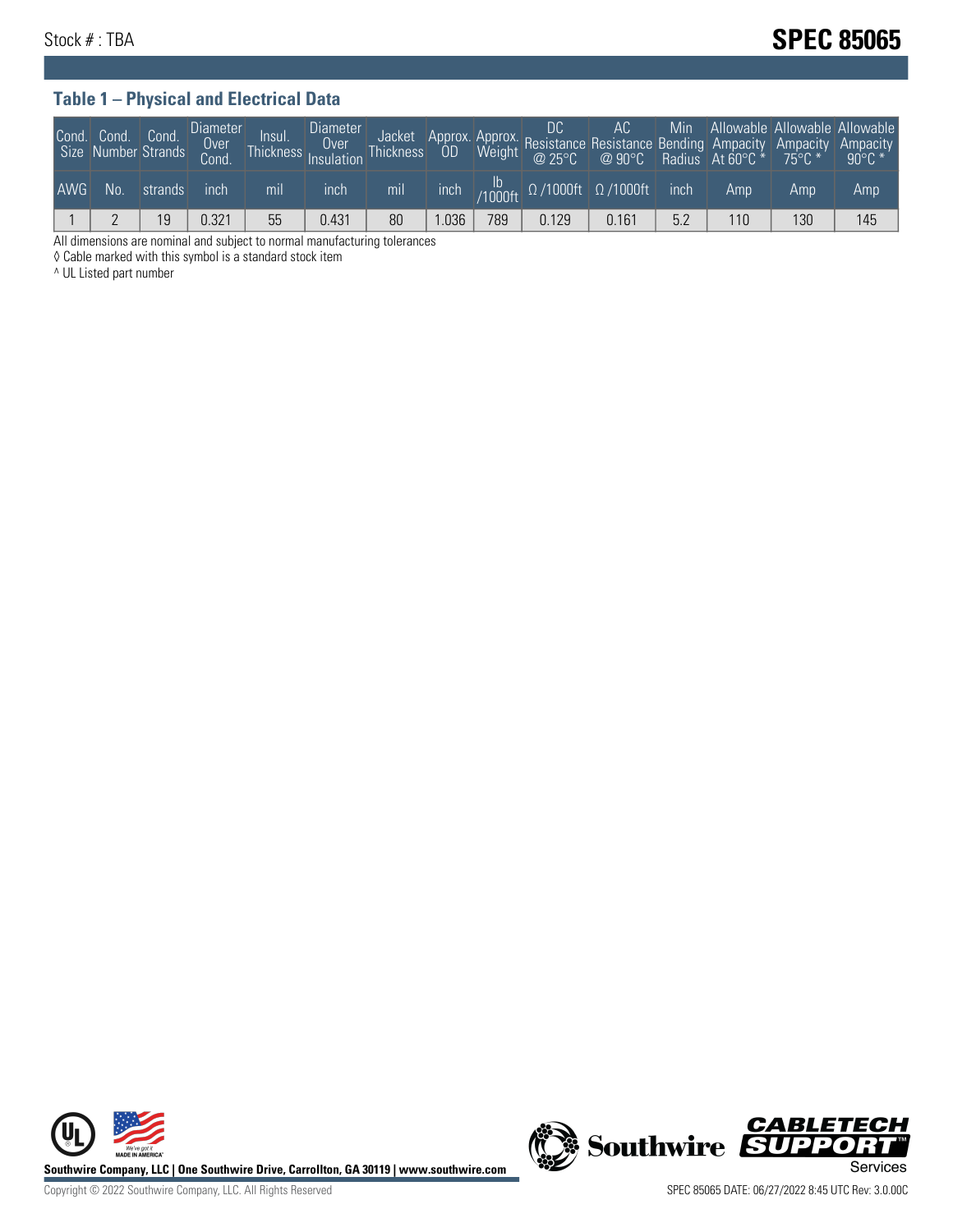Stock # : TBA

# SPEC 85065

## Table 1 – Physical and Electrical Data

| Cond. Size | Cond. Number | Cond. Strands | Diameter Over Cond. | Insul. Thickness | Diameter Over Insulation | Jacket Thickness | Approx. OD | Approx. Weight | DC Resistance @ 25°C | AC Resistance @ 90°C | Min Bending Radius | Allowable Ampacity At 60°C * | Allowable Ampacity 75°C * | Allowable Ampacity 90°C * |
|---|---|---|---|---|---|---|---|---|---|---|---|---|---|---|
| AWG | No. | strands | inch | mil | inch | mil | inch | lb /1000ft | Ω /1000ft | Ω /1000ft | inch | Amp | Amp | Amp |
| 1 | 2 | 19 | 0.321 | 55 | 0.431 | 80 | 1.036 | 789 | 0.129 | 0.161 | 5.2 | 110 | 130 | 145 |

All dimensions are nominal and subject to normal manufacturing tolerances

◊ Cable marked with this symbol is a standard stock item

^ UL Listed part number

Southwire Company, LLC | One Southwire Drive, Carrollton, GA 30119 | www.southwire.com

Copyright © 2022 Southwire Company, LLC. All Rights Reserved

SPEC 85065 DATE: 06/27/2022 8:45 UTC Rev: 3.0.00C